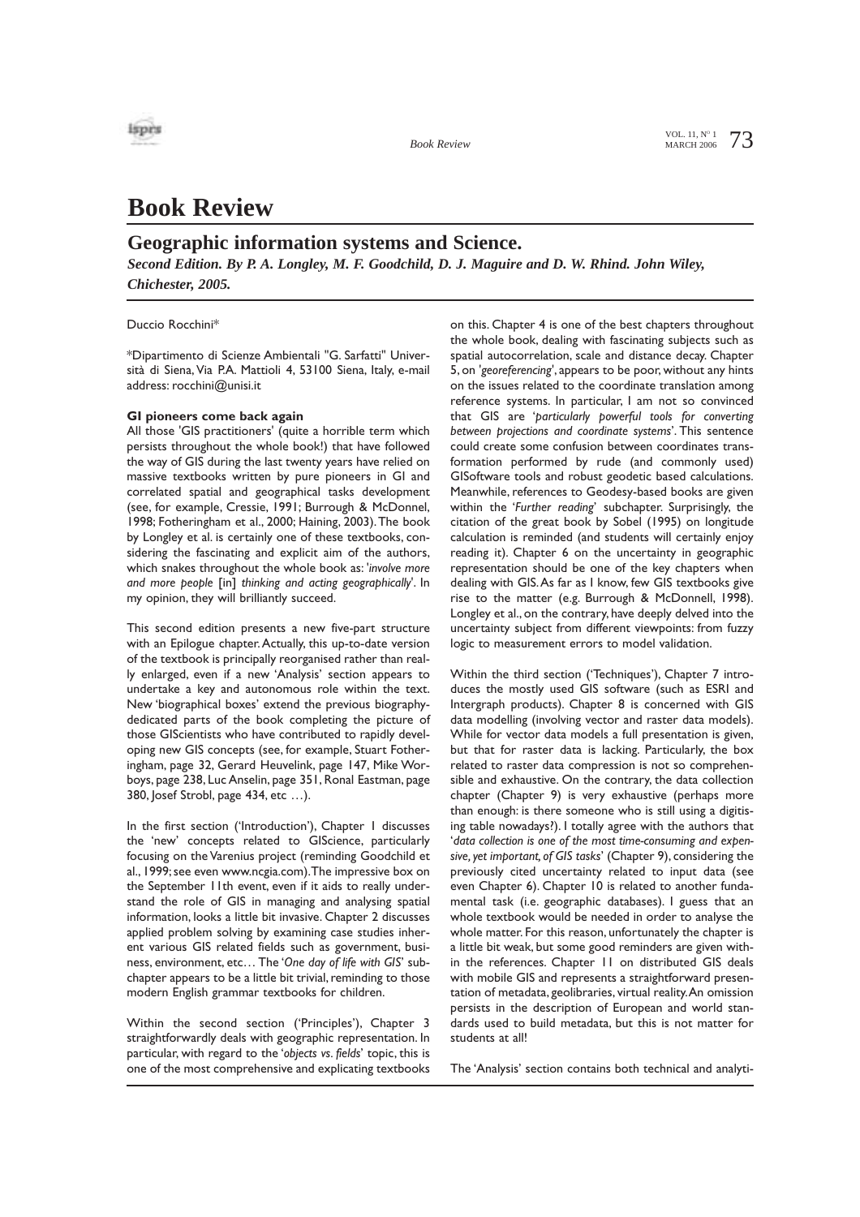# Book Review

## Geographic information systems and Science.

***Second Edition. By P. A. Longley, M. F. Goodchild, D. J. Maguire and D. W. Rhind. John Wiley, Chichester, 2005.***

Duccio Rocchini*

*Dipartimento di Scienze Ambientali "G. Sarfatti" Università di Siena, Via P.A. Mattioli 4, 53100 Siena, Italy, e-mail address: rocchini@unisi.it

**GI pioneers come back again**

All those 'GIS practitioners' (quite a horrible term which persists throughout the whole book!) that have followed the way of GIS during the last twenty years have relied on massive textbooks written by pure pioneers in GI and correlated spatial and geographical tasks development (see, for example, Cressie, 1991; Burrough & McDonnel, 1998; Fotheringham et al., 2000; Haining, 2003). The book by Longley et al. is certainly one of these textbooks, considering the fascinating and explicit aim of the authors, which snakes throughout the whole book as: '*involve more and more people* [in] *thinking and acting geographically*'. In my opinion, they will brilliantly succeed.

This second edition presents a new five-part structure with an Epilogue chapter. Actually, this up-to-date version of the textbook is principally reorganised rather than really enlarged, even if a new 'Analysis' section appears to undertake a key and autonomous role within the text. New 'biographical boxes' extend the previous biography-dedicated parts of the book completing the picture of those GIScientists who have contributed to rapidly developing new GIS concepts (see, for example, Stuart Fotheringham, page 32, Gerard Heuvelink, page 147, Mike Worboys, page 238, Luc Anselin, page 351, Ronal Eastman, page 380, Josef Strobl, page 434, etc …).

In the first section ('Introduction'), Chapter 1 discusses the 'new' concepts related to GIScience, particularly focusing on the Varenius project (reminding Goodchild et al., 1999; see even www.ncgia.com). The impressive box on the September 11th event, even if it aids to really understand the role of GIS in managing and analysing spatial information, looks a little bit invasive. Chapter 2 discusses applied problem solving by examining case studies inherent various GIS related fields such as government, business, environment, etc… The '*One day of life with GIS*' sub-chapter appears to be a little bit trivial, reminding to those modern English grammar textbooks for children.

Within the second section ('Principles'), Chapter 3 straightforwardly deals with geographic representation. In particular, with regard to the '*objects vs. fields*' topic, this is one of the most comprehensive and explicating textbooks on this. Chapter 4 is one of the best chapters throughout the whole book, dealing with fascinating subjects such as spatial autocorrelation, scale and distance decay. Chapter 5, on '*georeferencing*', appears to be poor, without any hints on the issues related to the coordinate translation among reference systems. In particular, I am not so convinced that GIS are '*particularly powerful tools for converting between projections and coordinate systems*'. This sentence could create some confusion between coordinates transformation performed by rude (and commonly used) GISoftware tools and robust geodetic based calculations. Meanwhile, references to Geodesy-based books are given within the '*Further reading*' subchapter. Surprisingly, the citation of the great book by Sobel (1995) on longitude calculation is reminded (and students will certainly enjoy reading it). Chapter 6 on the uncertainty in geographic representation should be one of the key chapters when dealing with GIS. As far as I know, few GIS textbooks give rise to the matter (e.g. Burrough & McDonnell, 1998). Longley et al., on the contrary, have deeply delved into the uncertainty subject from different viewpoints: from fuzzy logic to measurement errors to model validation.

Within the third section ('Techniques'), Chapter 7 introduces the mostly used GIS software (such as ESRI and Intergraph products). Chapter 8 is concerned with GIS data modelling (involving vector and raster data models). While for vector data models a full presentation is given, but that for raster data is lacking. Particularly, the box related to raster data compression is not so comprehensible and exhaustive. On the contrary, the data collection chapter (Chapter 9) is very exhaustive (perhaps more than enough: is there someone who is still using a digitising table nowadays?). I totally agree with the authors that '*data collection is one of the most time-consuming and expensive, yet important, of GIS tasks*' (Chapter 9), considering the previously cited uncertainty related to input data (see even Chapter 6). Chapter 10 is related to another fundamental task (i.e. geographic databases). I guess that an whole textbook would be needed in order to analyse the whole matter. For this reason, unfortunately the chapter is a little bit weak, but some good reminders are given within the references. Chapter 11 on distributed GIS deals with mobile GIS and represents a straightforward presentation of metadata, geolibraries, virtual reality. An omission persists in the description of European and world standards used to build metadata, but this is not matter for students at all!

The 'Analysis' section contains both technical and analyti-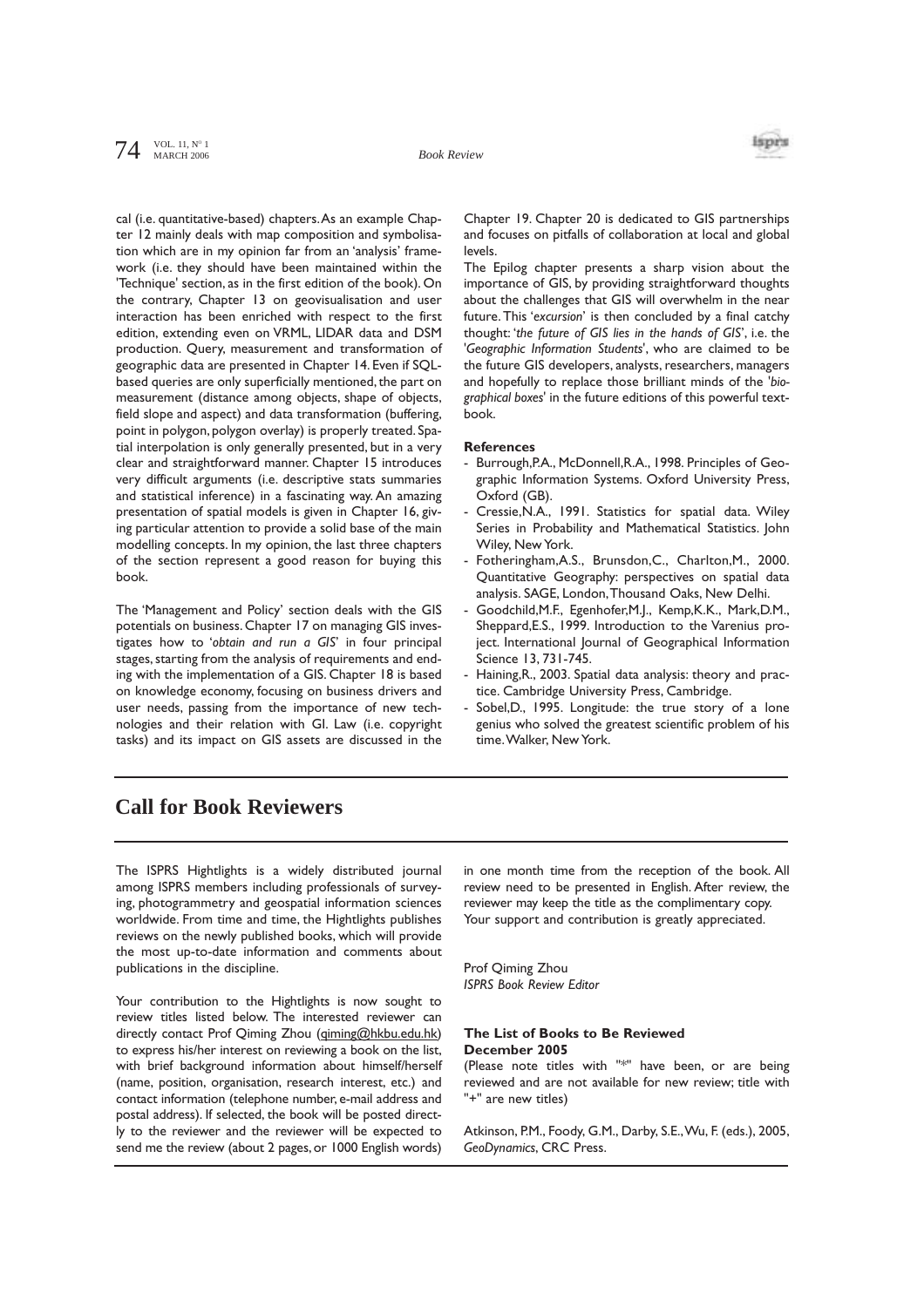cal (i.e. quantitative-based) chapters. As an example Chapter 12 mainly deals with map composition and symbolisation which are in my opinion far from an 'analysis' framework (i.e. they should have been maintained within the 'Technique' section, as in the first edition of the book). On the contrary, Chapter 13 on geovisualisation and user interaction has been enriched with respect to the first edition, extending even on VRML, LIDAR data and DSM production. Query, measurement and transformation of geographic data are presented in Chapter 14. Even if SQL-based queries are only superficially mentioned, the part on measurement (distance among objects, shape of objects, field slope and aspect) and data transformation (buffering, point in polygon, polygon overlay) is properly treated. Spatial interpolation is only generally presented, but in a very clear and straightforward manner. Chapter 15 introduces very difficult arguments (i.e. descriptive stats summaries and statistical inference) in a fascinating way. An amazing presentation of spatial models is given in Chapter 16, giving particular attention to provide a solid base of the main modelling concepts. In my opinion, the last three chapters of the section represent a good reason for buying this book.

The 'Management and Policy' section deals with the GIS potentials on business. Chapter 17 on managing GIS investigates how to '*obtain and run a GIS*' in four principal stages, starting from the analysis of requirements and ending with the implementation of a GIS. Chapter 18 is based on knowledge economy, focusing on business drivers and user needs, passing from the importance of new technologies and their relation with GI. Law (i.e. copyright tasks) and its impact on GIS assets are discussed in the Chapter 19. Chapter 20 is dedicated to GIS partnerships and focuses on pitfalls of collaboration at local and global levels.

The Epilog chapter presents a sharp vision about the importance of GIS, by providing straightforward thoughts about the challenges that GIS will overwhelm in the near future. This '*excursion*' is then concluded by a final catchy thought: '*the future of GIS lies in the hands of GIS*', i.e. the '*Geographic Information Students*', who are claimed to be the future GIS developers, analysts, researchers, managers and hopefully to replace those brilliant minds of the '*biographical boxes*' in the future editions of this powerful textbook.

**References**

- Burrough,P.A., McDonnell,R.A., 1998. Principles of Geographic Information Systems. Oxford University Press, Oxford (GB).
- Cressie,N.A., 1991. Statistics for spatial data. Wiley Series in Probability and Mathematical Statistics. John Wiley, New York.
- Fotheringham,A.S., Brunsdon,C., Charlton,M., 2000. Quantitative Geography: perspectives on spatial data analysis. SAGE, London, Thousand Oaks, New Delhi.
- Goodchild,M.F., Egenhofer,M.J., Kemp,K.K., Mark,D.M., Sheppard,E.S., 1999. Introduction to the Varenius project. International Journal of Geographical Information Science 13, 731-745.
- Haining,R., 2003. Spatial data analysis: theory and practice. Cambridge University Press, Cambridge.
- Sobel,D., 1995. Longitude: the true story of a lone genius who solved the greatest scientific problem of his time. Walker, New York.

# Call for Book Reviewers

The ISPRS Hightlights is a widely distributed journal among ISPRS members including professionals of surveying, photogrammetry and geospatial information sciences worldwide. From time and time, the Hightlights publishes reviews on the newly published books, which will provide the most up-to-date information and comments about publications in the discipline.

Your contribution to the Hightlights is now sought to review titles listed below. The interested reviewer can directly contact Prof Qiming Zhou (qiming@hkbu.edu.hk) to express his/her interest on reviewing a book on the list, with brief background information about himself/herself (name, position, organisation, research interest, etc.) and contact information (telephone number, e-mail address and postal address). If selected, the book will be posted directly to the reviewer and the reviewer will be expected to send me the review (about 2 pages, or 1000 English words) in one month time from the reception of the book. All review need to be presented in English. After review, the reviewer may keep the title as the complimentary copy. Your support and contribution is greatly appreciated.

Prof Qiming Zhou
*ISPRS Book Review Editor*

**The List of Books to Be Reviewed**
**December 2005**

(Please note titles with "*" have been, or are being reviewed and are not available for new review; title with "+" are new titles)

Atkinson, P.M., Foody, G.M., Darby, S.E., Wu, F. (eds.), 2005, *GeoDynamics*, CRC Press.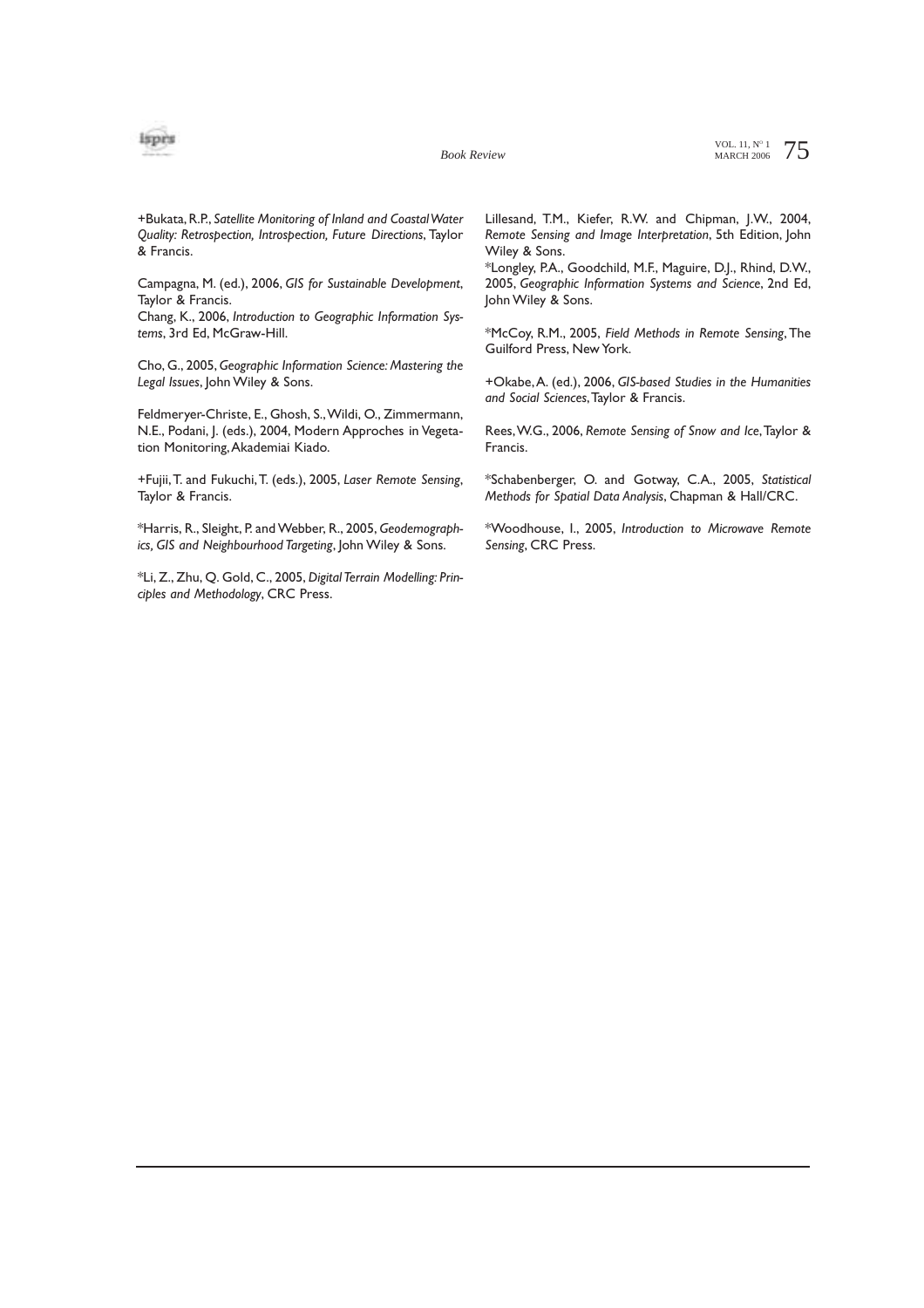+Bukata, R.P., *Satellite Monitoring of Inland and Coastal Water Quality: Retrospection, Introspection, Future Directions*, Taylor & Francis.

Campagna, M. (ed.), 2006, *GIS for Sustainable Development*, Taylor & Francis.
Chang, K., 2006, *Introduction to Geographic Information Systems*, 3rd Ed, McGraw-Hill.

Cho, G., 2005, *Geographic Information Science: Mastering the Legal Issues*, John Wiley & Sons.

Feldmeryer-Christe, E., Ghosh, S., Wildi, O., Zimmermann, N.E., Podani, J. (eds.), 2004, Modern Approches in Vegetation Monitoring, Akademiai Kiado.

+Fujii, T. and Fukuchi, T. (eds.), 2005, *Laser Remote Sensing*, Taylor & Francis.

*Harris, R., Sleight, P. and Webber, R., 2005, *Geodemographics, GIS and Neighbourhood Targeting*, John Wiley & Sons.

*Li, Z., Zhu, Q. Gold, C., 2005, *Digital Terrain Modelling: Principles and Methodology*, CRC Press.

Lillesand, T.M., Kiefer, R.W. and Chipman, J.W., 2004, *Remote Sensing and Image Interpretation*, 5th Edition, John Wiley & Sons.
*Longley, P.A., Goodchild, M.F., Maguire, D.J., Rhind, D.W., 2005, *Geographic Information Systems and Science*, 2nd Ed, John Wiley & Sons.

*McCoy, R.M., 2005, *Field Methods in Remote Sensing*, The Guilford Press, New York.

+Okabe, A. (ed.), 2006, *GIS-based Studies in the Humanities and Social Sciences*, Taylor & Francis.

Rees, W.G., 2006, *Remote Sensing of Snow and Ice*, Taylor & Francis.

*Schabenberger, O. and Gotway, C.A., 2005, *Statistical Methods for Spatial Data Analysis*, Chapman & Hall/CRC.

*Woodhouse, I., 2005, *Introduction to Microwave Remote Sensing*, CRC Press.